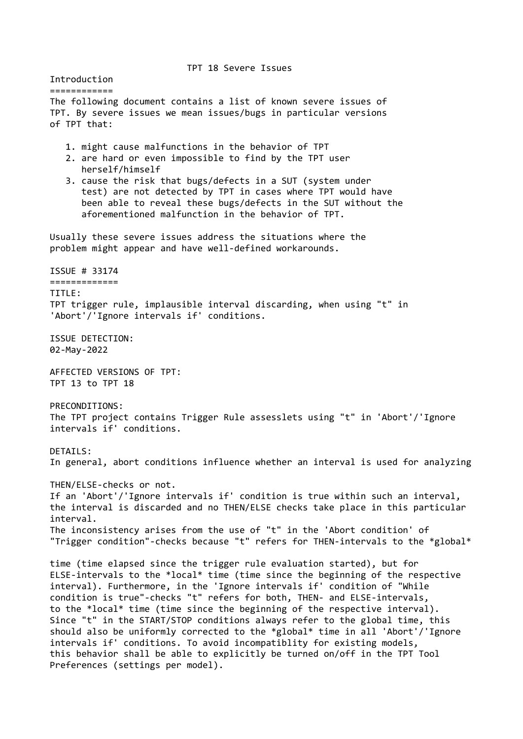# TPT 18 Severe Issues

## Introduction

The following document contains a list of known severe issues of TPT. By severe issues we mean issues/bugs in particular versions of TPT that:

1. might cause malfunctions in the behavior of TPT
2. are hard or even impossible to find by the TPT user herself/himself
3. cause the risk that bugs/defects in a SUT (system under test) are not detected by TPT in cases where TPT would have been able to reveal these bugs/defects in the SUT without the aforementioned malfunction in the behavior of TPT.

Usually these severe issues address the situations where the problem might appear and have well-defined workarounds.

## ISSUE # 33174

TITLE:
TPT trigger rule, implausible interval discarding, when using "t" in 'Abort'/'Ignore intervals if' conditions.

ISSUE DETECTION:
02-May-2022

AFFECTED VERSIONS OF TPT:
TPT 13 to TPT 18

PRECONDITIONS:
The TPT project contains Trigger Rule assesslets using "t" in 'Abort'/'Ignore intervals if' conditions.

DETAILS:
In general, abort conditions influence whether an interval is used for analyzing

THEN/ELSE-checks or not.
If an 'Abort'/'Ignore intervals if' condition is true within such an interval, the interval is discarded and no THEN/ELSE checks take place in this particular interval.
The inconsistency arises from the use of "t" in the 'Abort condition' of "Trigger condition"-checks because "t" refers for THEN-intervals to the *global*

time (time elapsed since the trigger rule evaluation started), but for ELSE-intervals to the *local* time (time since the beginning of the respective interval). Furthermore, in the 'Ignore intervals if' condition of "While condition is true"-checks "t" refers for both, THEN- and ELSE-intervals, to the *local* time (time since the beginning of the respective interval). Since "t" in the START/STOP conditions always refer to the global time, this should also be uniformly corrected to the *global* time in all 'Abort'/'Ignore intervals if' conditions. To avoid incompatiblity for existing models, this behavior shall be able to explicitly be turned on/off in the TPT Tool Preferences (settings per model).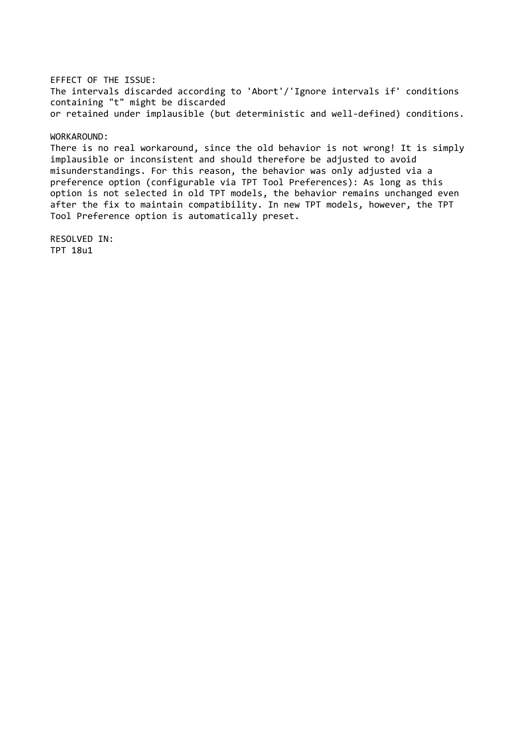EFFECT OF THE ISSUE:
The intervals discarded according to 'Abort'/'Ignore intervals if' conditions containing "t" might be discarded
or retained under implausible (but deterministic and well-defined) conditions.

WORKAROUND:
There is no real workaround, since the old behavior is not wrong! It is simply implausible or inconsistent and should therefore be adjusted to avoid misunderstandings. For this reason, the behavior was only adjusted via a preference option (configurable via TPT Tool Preferences): As long as this option is not selected in old TPT models, the behavior remains unchanged even after the fix to maintain compatibility. In new TPT models, however, the TPT Tool Preference option is automatically preset.

RESOLVED IN:
TPT 18u1